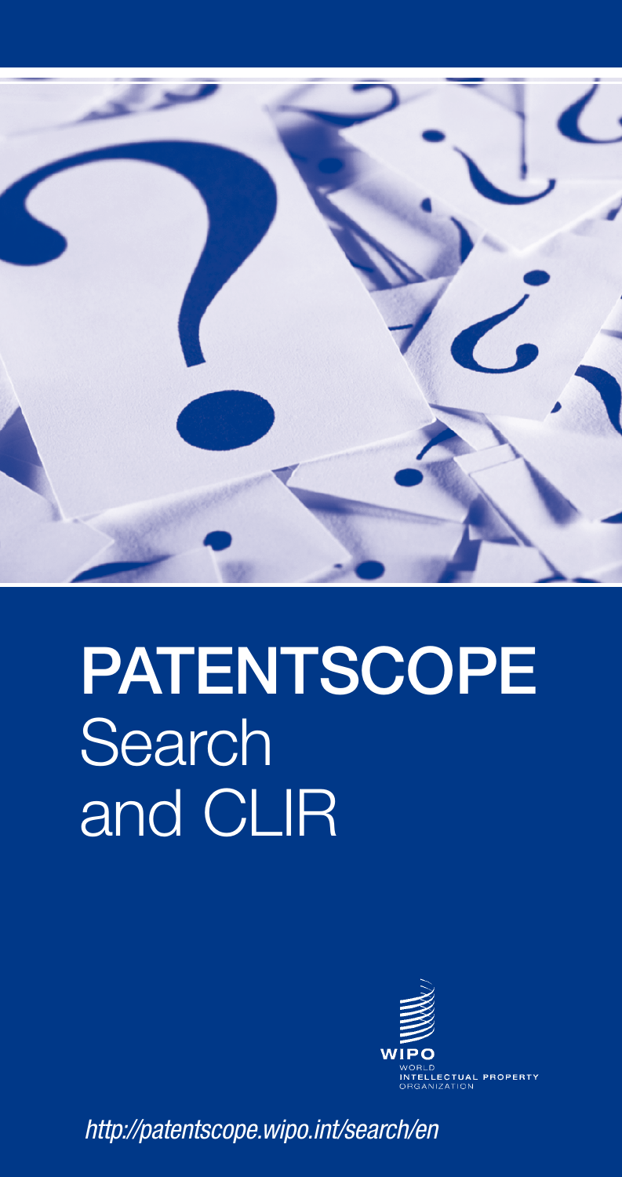# PATENTSCOPE Search and CLIR

WIPO
WORLD INTELLECTUAL PROPERTY ORGANIZATION

*http://patentscope.wipo.int/search/en*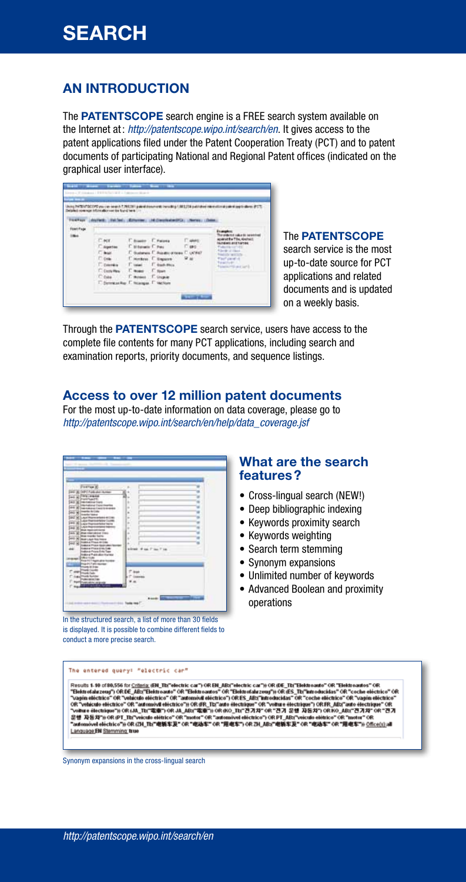# SEARCH

## AN INTRODUCTION

The **PATENTSCOPE** search engine is a FREE search system available on the Internet at: *http://patentscope.wipo.int/search/en*. It gives access to the patent applications filed under the Patent Cooperation Treaty (PCT) and to patent documents of participating National and Regional Patent offices (indicated on the graphical user interface).

The **PATENTSCOPE** search service is the most up-to-date source for PCT applications and related documents and is updated on a weekly basis.

Through the **PATENTSCOPE** search service, users have access to the complete file contents for many PCT applications, including search and examination reports, priority documents, and sequence listings.

### Access to over 12 million patent documents

For the most up-to-date information on data coverage, please go to *http://patentscope.wipo.int/search/en/help/data_coverage.jsf*

In the structured search, a list of more than 30 fields is displayed. It is possible to combine different fields to conduct a more precise search.

### What are the search features?

- Cross-lingual search (NEW!)
- Deep bibliographic indexing
- Keywords proximity search
- Keywords weighting
- Search term stemming
- Synonym expansions
- Unlimited number of keywords
- Advanced Boolean and proximity operations

The entered query: "electric car"

Results 1-10 of 80,556 for Criteria: (EN_TI:("electric car") OR EN_AB:("electric car")) OR (DE_TI:("Elektroauto" OR "Elektrofahrzeug") OR DE_AB:("Elektroauto" OR "Elektroautos" OR "Elektrofahrzeug")) OR (ES_TI:("introducidas" OR "coche eléctrico" OR "vagón eléctrico" OR "vehículo eléctrico" OR "automóvil eléctrico") OR ES_AB:("introducidas" OR "coche eléctrico" OR "vagón eléctrico" OR "vehículo eléctrico" OR "automóvil eléctrico")) OR (FR_TI:("auto électrique" OR "voiture électrique") OR FR_AB:("auto électrique" OR "voiture électrique")) OR (JA_TI:("電車") OR JA_AB:("電車")) OR (KO_TI:("전기차" OR "전기 운행 자동차") OR KO_AB:("전기차" OR "전기 운행 자동차")) OR (PT_TI:("veículo elétrico" OR "motor" OR "automóvel eléctrico") OR PT_AB:("veículo elétrico" OR "motor" OR "automóvel eléctrico")) OR (ZH_TI:("电动车及" OR "电动车" OR "用电车") OR ZH_AB:("电动车及" OR "电动车" OR "用电车")) Office(s):all Language:EN Stemming: true

Synonym expansions in the cross-lingual search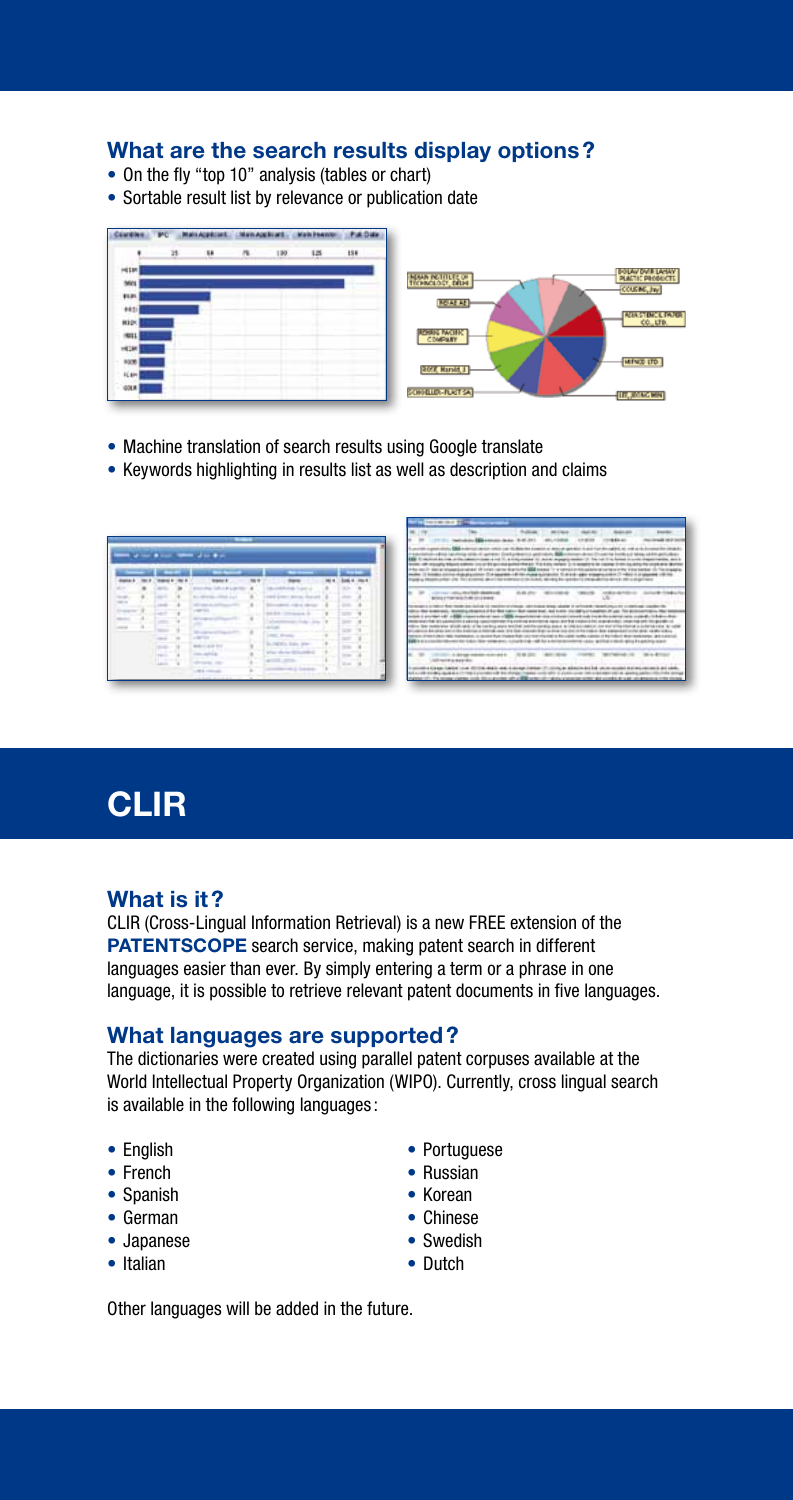## What are the search results display options?

- On the fly "top 10" analysis (tables or chart)
- Sortable result list by relevance or publication date

- Machine translation of search results using Google translate
- Keywords highlighting in results list as well as description and claims

# CLIR

## What is it?

CLIR (Cross-Lingual Information Retrieval) is a new FREE extension of the **PATENTSCOPE** search service, making patent search in different languages easier than ever. By simply entering a term or a phrase in one language, it is possible to retrieve relevant patent documents in five languages.

## What languages are supported?

The dictionaries were created using parallel patent corpuses available at the World Intellectual Property Organization (WIPO). Currently, cross lingual search is available in the following languages:

- English
- French
- Spanish
- German
- Japanese
- Italian
- Portuguese
- Russian
- Korean
- Chinese
- Swedish
- Dutch

Other languages will be added in the future.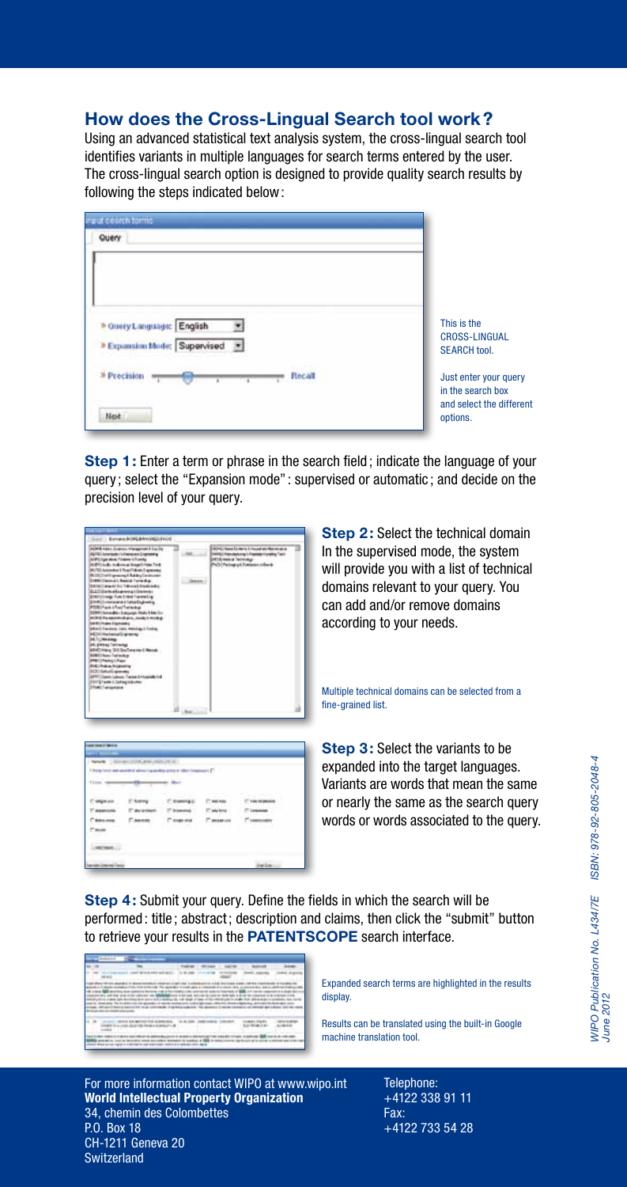## How does the Cross-Lingual Search tool work?

Using an advanced statistical text analysis system, the cross-lingual search tool identifies variants in multiple languages for search terms entered by the user. The cross-lingual search option is designed to provide quality search results by following the steps indicated below:

This is the CROSS-LINGUAL SEARCH tool.

Just enter your query in the search box and select the different options.

**Step 1:** Enter a term or phrase in the search field; indicate the language of your query; select the "Expansion mode": supervised or automatic; and decide on the precision level of your query.

**Step 2:** Select the technical domain In the supervised mode, the system will provide you with a list of technical domains relevant to your query. You can add and/or remove domains according to your needs.

Multiple technical domains can be selected from a fine-grained list.

**Step 3:** Select the variants to be expanded into the target languages. Variants are words that mean the same or nearly the same as the search query words or words associated to the query.

**Step 4:** Submit your query. Define the fields in which the search will be performed: title; abstract; description and claims, then click the "submit" button to retrieve your results in the **PATENTSCOPE** search interface.

Expanded search terms are highlighted in the results display.

Results can be translated using the built-in Google machine translation tool.

For more information contact WIPO at www.wipo.int
**World Intellectual Property Organization**
34, chemin des Colombettes
P.O. Box 18
CH-1211 Geneva 20
Switzerland

Telephone:
+4122 338 91 11
Fax:
+4122 733 54 28

*WIPO Publication No. L434/7E ISBN: 978-92-805-2048-4*
*June 2012*